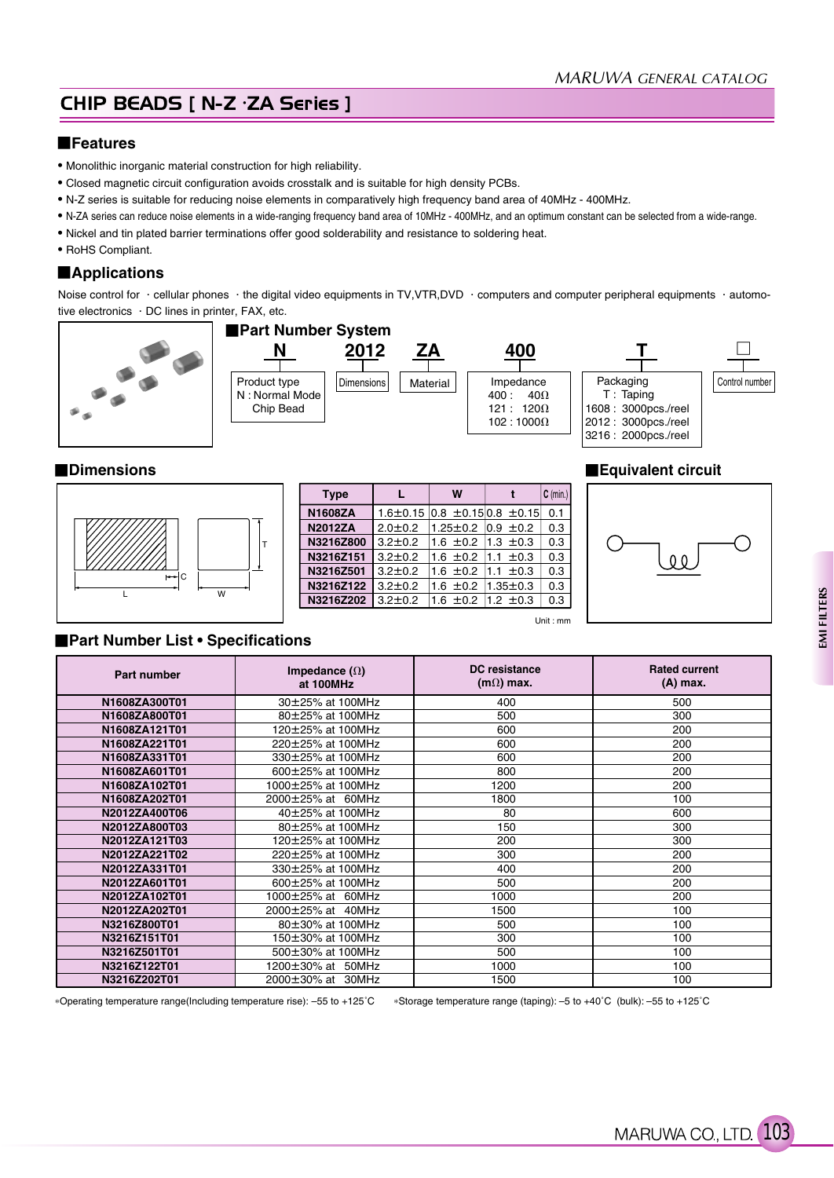# CHIP BEADS [ N-Z ·ZA Series ]

## ■Features

- Monolithic inorganic material construction for high reliability.
- Closed magnetic circuit configuration avoids crosstalk and is suitable for high density PCBs.
- N-Z series is suitable for reducing noise elements in comparatively high frequency band area of 40MHz - 400MHz.
- N-ZA series can reduce noise elements in a wide-ranging frequency band area of 10MHz - 400MHz, and an optimum constant can be selected from a wide-range.
- Nickel and tin plated barrier terminations offer good solderability and resistance to soldering heat.
- RoHS Compliant.

## ■Applications

Noise control for · cellular phones · the digital video equipments in TV,VTR,DVD · computers and computer peripheral equipments · automotive electronics · DC lines in printer, FAX, etc.

## ■Part Number System

| N | 2012 | ZA | 400 | T | □ |
|---|---|---|---|---|---|
| Product type<br>N : Normal Mode Chip Bead | Dimensions | Material | Impedance<br>400 : 40Ω<br>121 : 120Ω<br>102 : 1000Ω | Packaging<br>T : Taping<br>1608 : 3000pcs./reel<br>2012 : 3000pcs./reel<br>3216 : 2000pcs./reel | Control number |

## ■Dimensions

| Type | L | W | t | C (min.) |
|---|---|---|---|---|
| N1608ZA | 1.6±0.15 | 0.8 ±0.15 | 0.8 ±0.15 | 0.1 |
| N2012ZA | 2.0±0.2 | 1.25±0.2 | 0.9 ±0.2 | 0.3 |
| N3216Z800 | 3.2±0.2 | 1.6 ±0.2 | 1.3 ±0.3 | 0.3 |
| N3216Z151 | 3.2±0.2 | 1.6 ±0.2 | 1.1 ±0.3 | 0.3 |
| N3216Z501 | 3.2±0.2 | 1.6 ±0.2 | 1.1 ±0.3 | 0.3 |
| N3216Z122 | 3.2±0.2 | 1.6 ±0.2 | 1.35±0.3 | 0.3 |
| N3216Z202 | 3.2±0.2 | 1.6 ±0.2 | 1.2 ±0.3 | 0.3 |

Unit : mm

## ■Equivalent circuit

## ■Part Number List • Specifications

| Part number | Impedance (Ω) at 100MHz | DC resistance (mΩ) max. | Rated current (A) max. |
|---|---|---|---|
| N1608ZA300T01 | 30±25% at 100MHz | 400 | 500 |
| N1608ZA800T01 | 80±25% at 100MHz | 500 | 300 |
| N1608ZA121T01 | 120±25% at 100MHz | 600 | 200 |
| N1608ZA221T01 | 220±25% at 100MHz | 600 | 200 |
| N1608ZA331T01 | 330±25% at 100MHz | 600 | 200 |
| N1608ZA601T01 | 600±25% at 100MHz | 800 | 200 |
| N1608ZA102T01 | 1000±25% at 100MHz | 1200 | 200 |
| N1608ZA202T01 | 2000±25% at 60MHz | 1800 | 100 |
| N2012ZA400T06 | 40±25% at 100MHz | 80 | 600 |
| N2012ZA800T03 | 80±25% at 100MHz | 150 | 300 |
| N2012ZA121T03 | 120±25% at 100MHz | 200 | 300 |
| N2012ZA221T02 | 220±25% at 100MHz | 300 | 200 |
| N2012ZA331T01 | 330±25% at 100MHz | 400 | 200 |
| N2012ZA601T01 | 600±25% at 100MHz | 500 | 200 |
| N2012ZA102T01 | 1000±25% at 60MHz | 1000 | 200 |
| N2012ZA202T01 | 2000±25% at 40MHz | 1500 | 100 |
| N3216Z800T01 | 80±30% at 100MHz | 500 | 100 |
| N3216Z151T01 | 150±30% at 100MHz | 300 | 100 |
| N3216Z501T01 | 500±30% at 100MHz | 500 | 100 |
| N3216Z122T01 | 1200±30% at 50MHz | 1000 | 100 |
| N3216Z202T01 | 2000±30% at 30MHz | 1500 | 100 |

*Operating temperature range(Including temperature rise): –55 to +125˚C *Storage temperature range (taping): –5 to +40˚C (bulk): –55 to +125˚C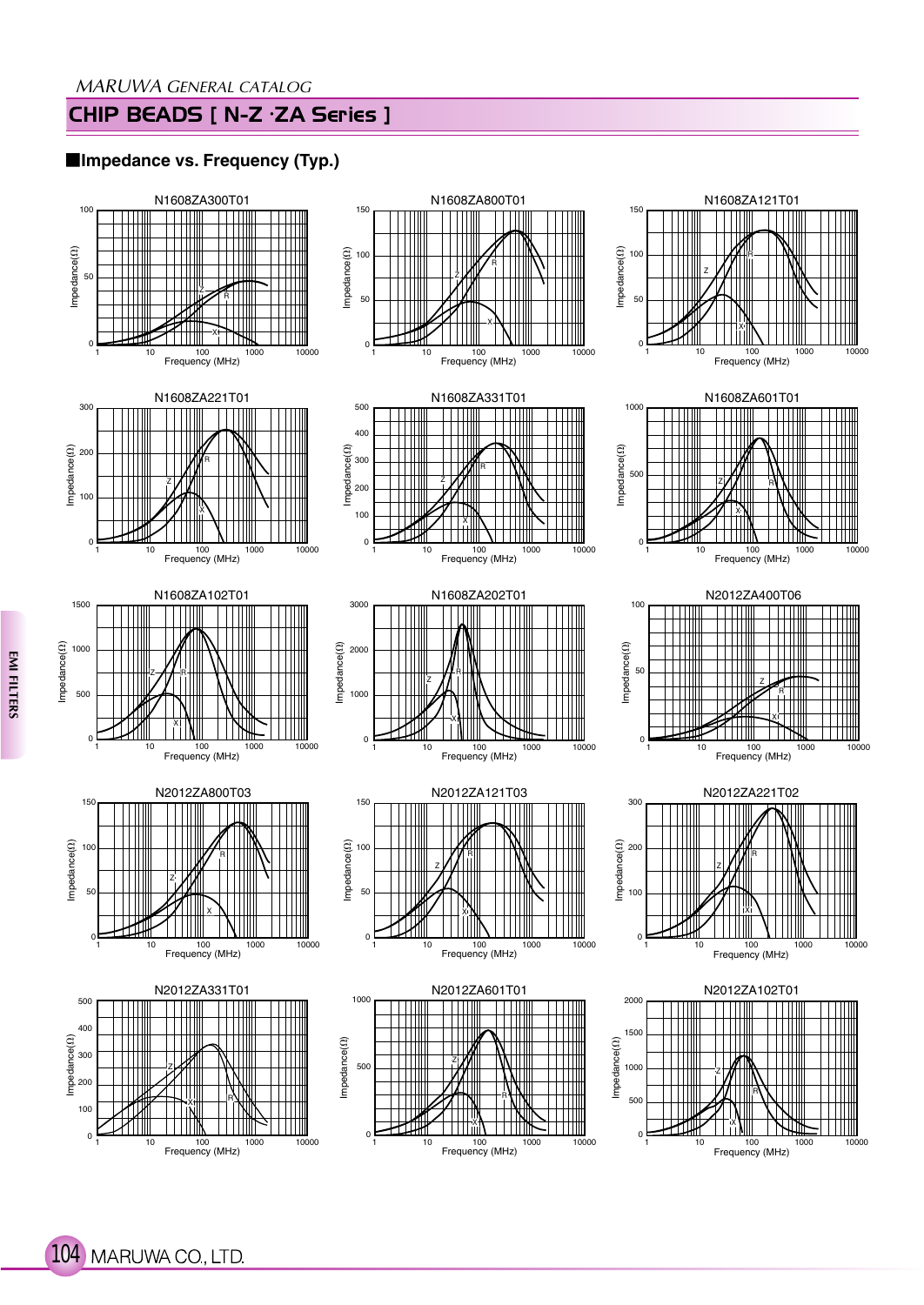## CHIP BEADS [ N-Z ·ZA Series ]

### Impedance vs. Frequency (Typ.)

N1608ZA300T01

N1608ZA800T01

N1608ZA121T01

N1608ZA221T01

N1608ZA331T01

N1608ZA601T01

N1608ZA102T01

N1608ZA202T01

N2012ZA400T06

N2012ZA800T03

N2012ZA121T03

N2012ZA221T02

N2012ZA331T01

N2012ZA601T01

N2012ZA102T01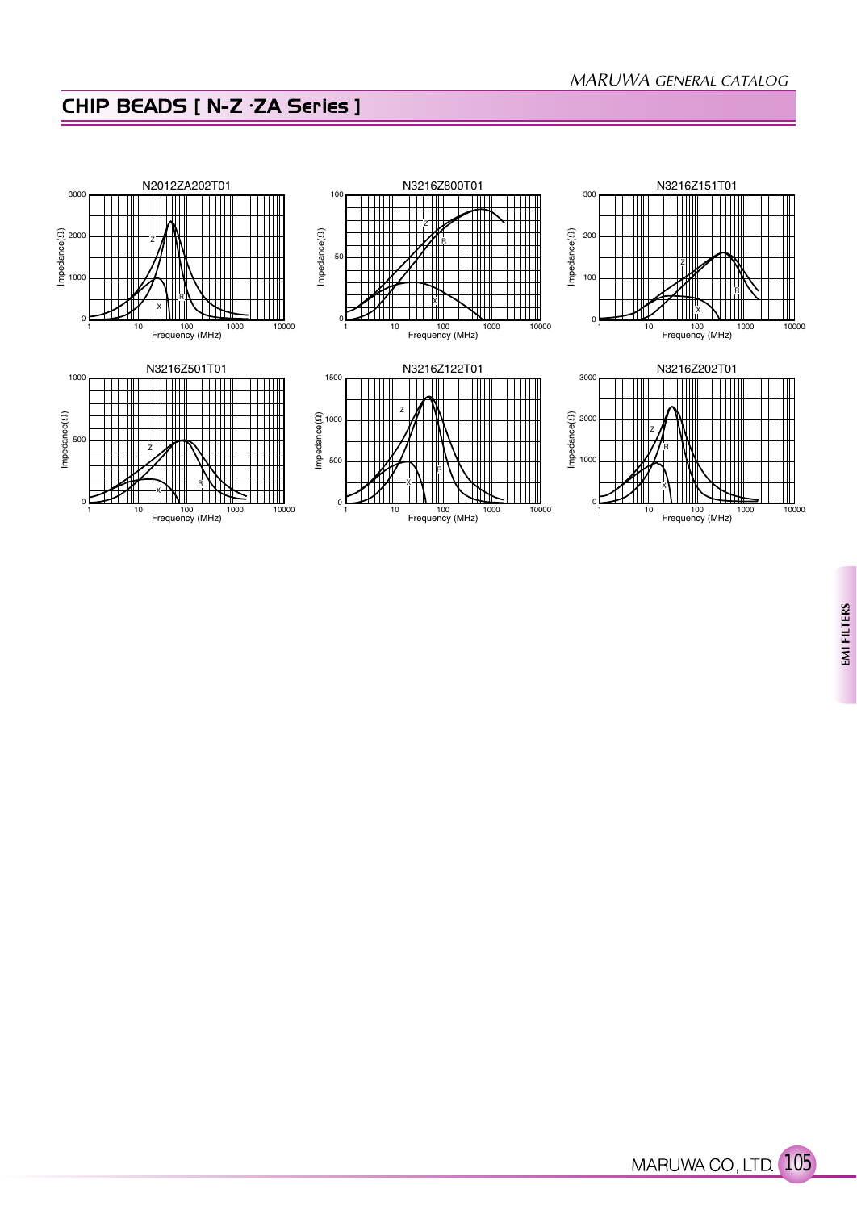## CHIP BEADS [ N-Z ·ZA Series ]

N2012ZA202T01

3000
2000
1000
0
Impedance(Ω)
Z
R
X
1
10
100
1000
10000
Frequency (MHz)

N3216Z800T01

100
50
0
Impedance(Ω)
Z
R
X
1
10
100
1000
10000
Frequency (MHz)

N3216Z151T01

300
200
100
0
Impedance(Ω)
Z
R
X
1
10
100
1000
10000
Frequency (MHz)

N3216Z501T01

1000
500
0
Impedance(Ω)
Z
R
X
1
10
100
1000
10000
Frequency (MHz)

N3216Z122T01

1500
1000
500
0
Impedance(Ω)
Z
R
X
1
10
100
1000
10000
Frequency (MHz)

N3216Z202T01

3000
2000
1000
0
Impedance(Ω)
Z
R
X
1
10
100
1000
10000
Frequency (MHz)

EMI FILTERS